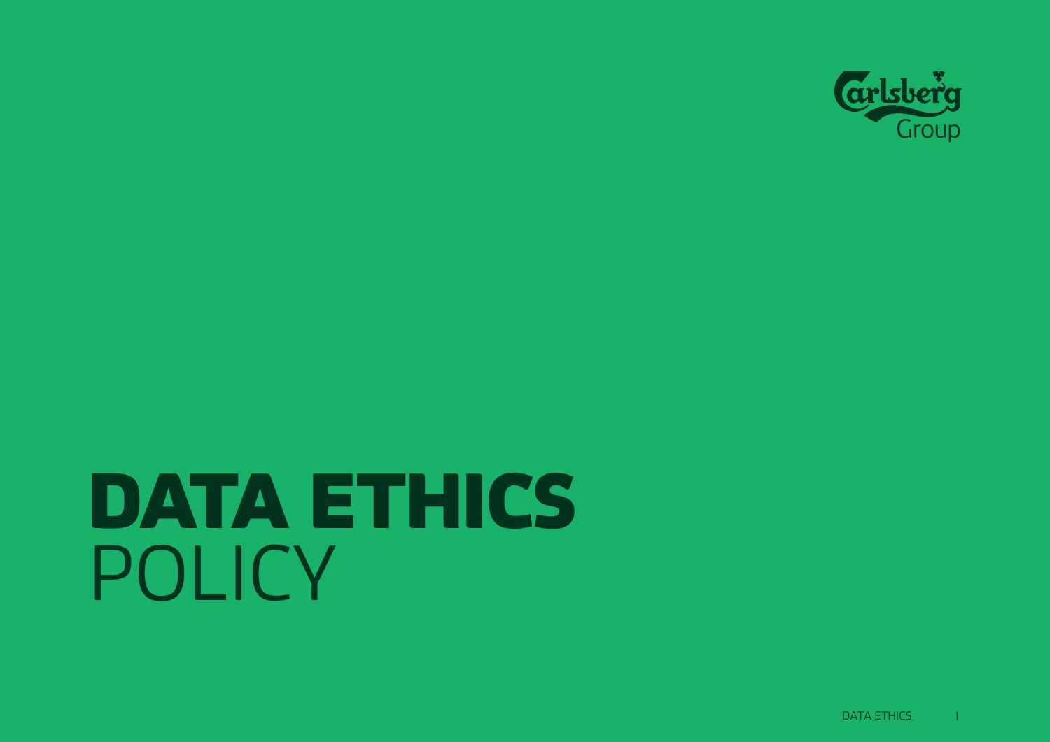Carlsberg Group

# DATA ETHICS POLICY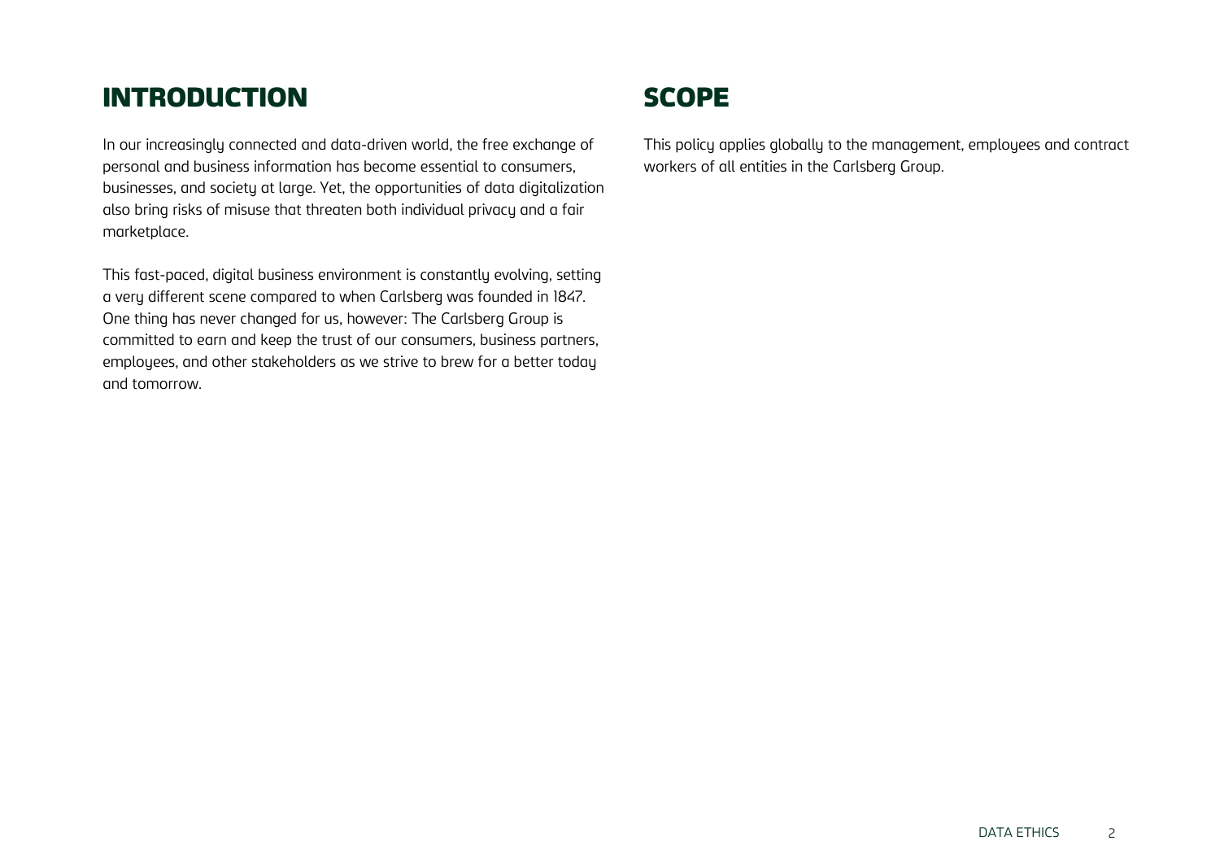## INTRODUCTION

In our increasingly connected and data-driven world, the free exchange of personal and business information has become essential to consumers, businesses, and society at large. Yet, the opportunities of data digitalization also bring risks of misuse that threaten both individual privacy and a fair marketplace.

This fast-paced, digital business environment is constantly evolving, setting a very different scene compared to when Carlsberg was founded in 1847. One thing has never changed for us, however: The Carlsberg Group is committed to earn and keep the trust of our consumers, business partners, employees, and other stakeholders as we strive to brew for a better today and tomorrow.

## SCOPE

This policy applies globally to the management, employees and contract workers of all entities in the Carlsberg Group.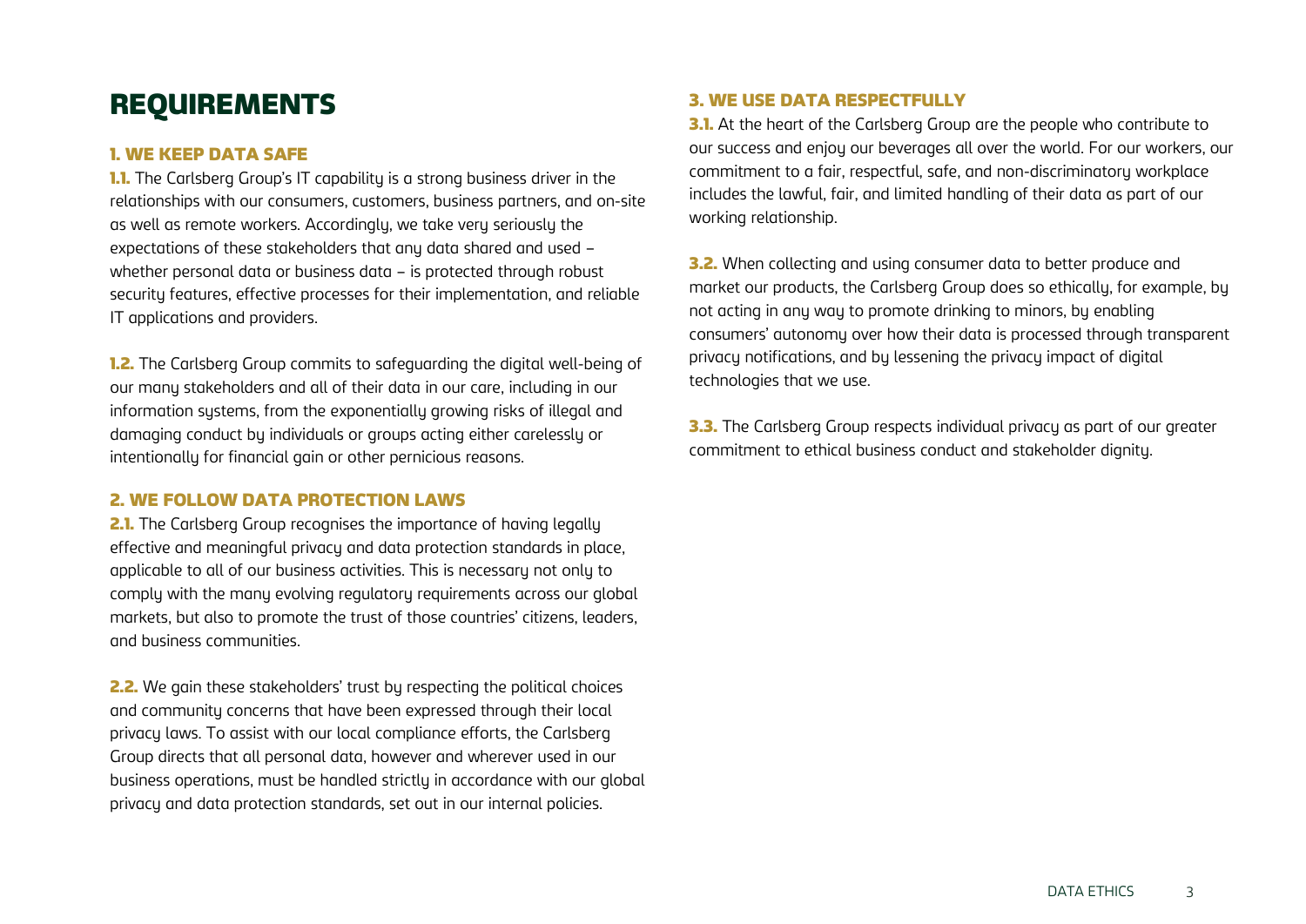# REQUIREMENTS

## 1. WE KEEP DATA SAFE

**1.1.** The Carlsberg Group's IT capability is a strong business driver in the relationships with our consumers, customers, business partners, and on-site as well as remote workers. Accordingly, we take very seriously the expectations of these stakeholders that any data shared and used – whether personal data or business data – is protected through robust security features, effective processes for their implementation, and reliable IT applications and providers.

**1.2.** The Carlsberg Group commits to safeguarding the digital well-being of our many stakeholders and all of their data in our care, including in our information systems, from the exponentially growing risks of illegal and damaging conduct by individuals or groups acting either carelessly or intentionally for financial gain or other pernicious reasons.

## 2. WE FOLLOW DATA PROTECTION LAWS

**2.1.** The Carlsberg Group recognises the importance of having legally effective and meaningful privacy and data protection standards in place, applicable to all of our business activities. This is necessary not only to comply with the many evolving regulatory requirements across our global markets, but also to promote the trust of those countries' citizens, leaders, and business communities.

**2.2.** We gain these stakeholders' trust by respecting the political choices and community concerns that have been expressed through their local privacy laws. To assist with our local compliance efforts, the Carlsberg Group directs that all personal data, however and wherever used in our business operations, must be handled strictly in accordance with our global privacy and data protection standards, set out in our internal policies.

## 3. WE USE DATA RESPECTFULLY

**3.1.** At the heart of the Carlsberg Group are the people who contribute to our success and enjoy our beverages all over the world. For our workers, our commitment to a fair, respectful, safe, and non-discriminatory workplace includes the lawful, fair, and limited handling of their data as part of our working relationship.

**3.2.** When collecting and using consumer data to better produce and market our products, the Carlsberg Group does so ethically, for example, by not acting in any way to promote drinking to minors, by enabling consumers' autonomy over how their data is processed through transparent privacy notifications, and by lessening the privacy impact of digital technologies that we use.

**3.3.** The Carlsberg Group respects individual privacy as part of our greater commitment to ethical business conduct and stakeholder dignity.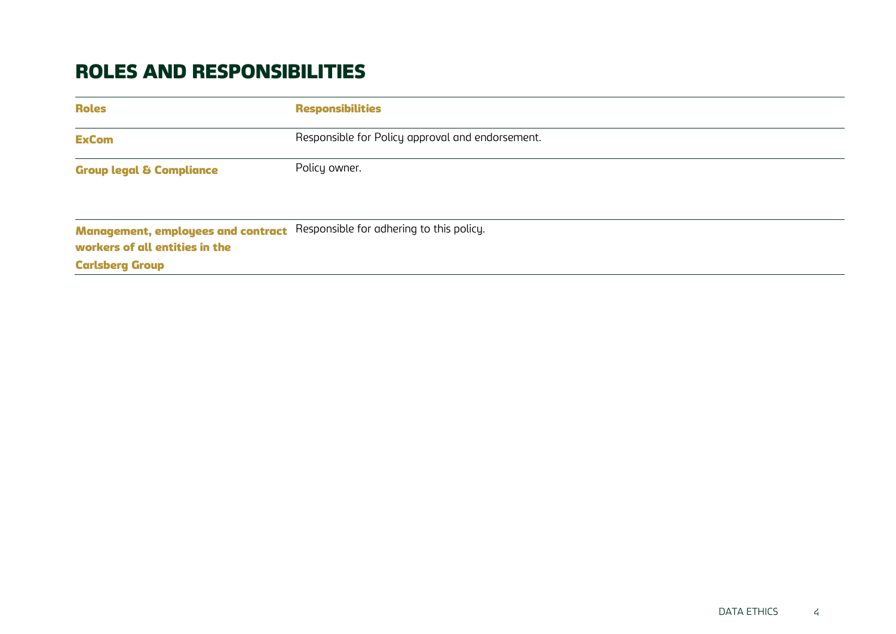## ROLES AND RESPONSIBILITIES

| Roles | Responsibilities |
|---|---|
| **ExCom** | Responsible for Policy approval and endorsement. |
| **Group legal & Compliance** | Policy owner. |
| **Management, employees and contract workers of all entities in the Carlsberg Group** | Responsible for adhering to this policy. |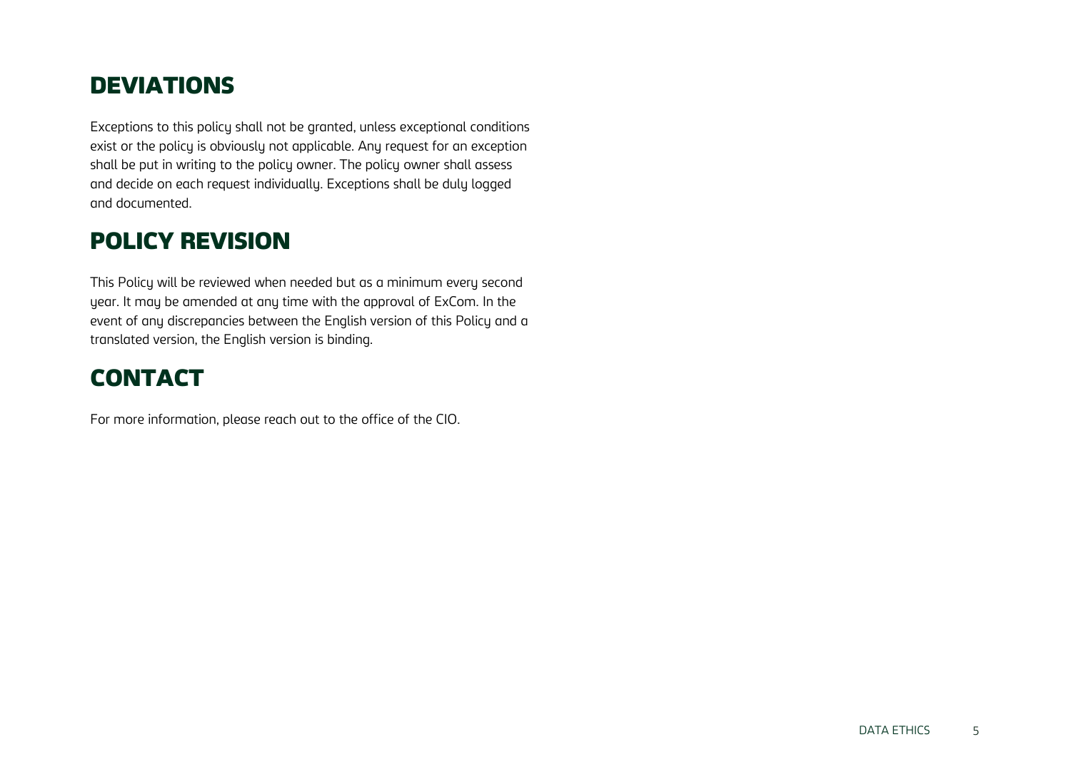## DEVIATIONS

Exceptions to this policy shall not be granted, unless exceptional conditions exist or the policy is obviously not applicable. Any request for an exception shall be put in writing to the policy owner. The policy owner shall assess and decide on each request individually. Exceptions shall be duly logged and documented.

## POLICY REVISION

This Policy will be reviewed when needed but as a minimum every second year. It may be amended at any time with the approval of ExCom. In the event of any discrepancies between the English version of this Policy and a translated version, the English version is binding.

## CONTACT

For more information, please reach out to the office of the CIO.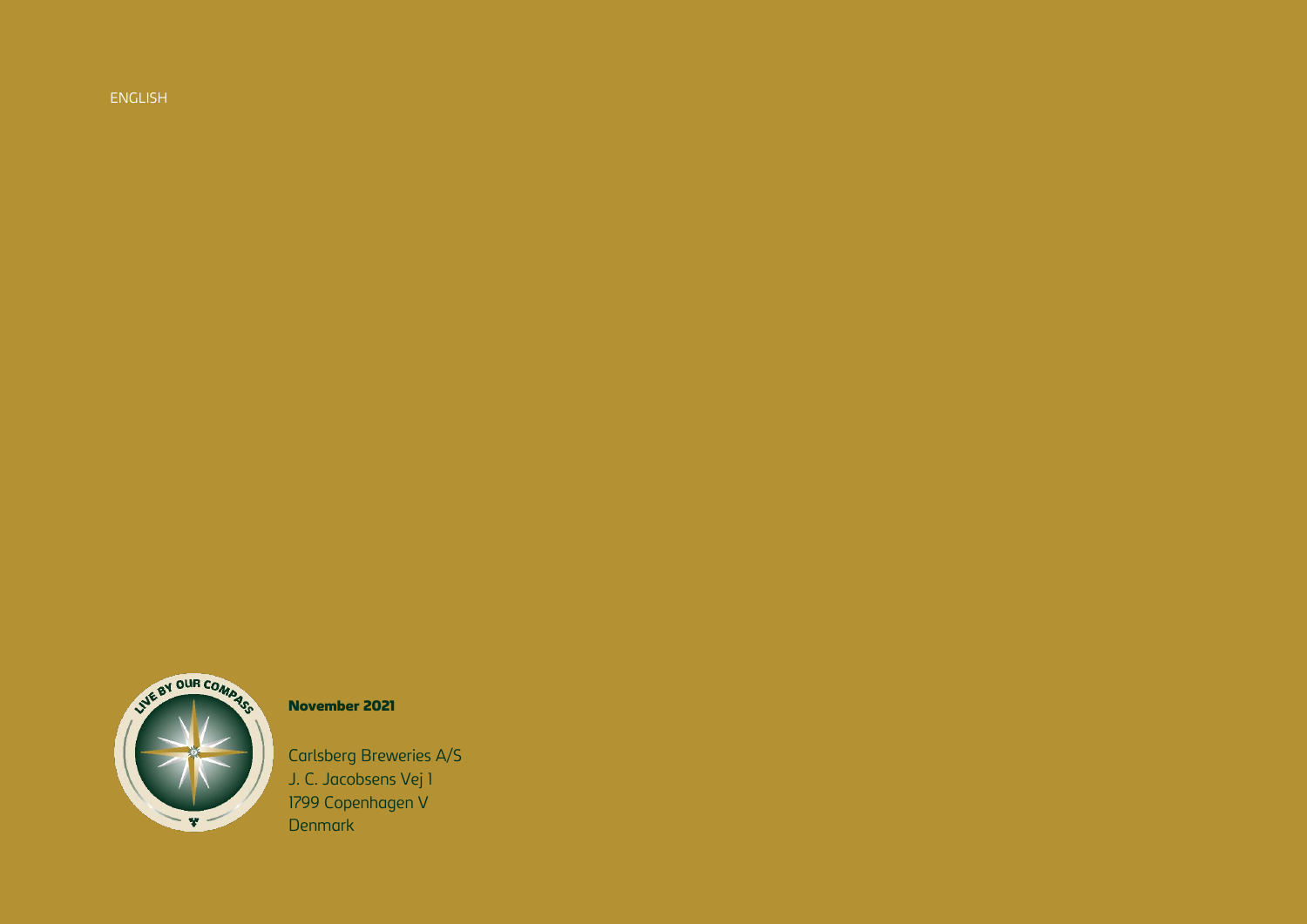ENGLISH

**November 2021**

Carlsberg Breweries A/S
J. C. Jacobsens Vej 1
1799 Copenhagen V
Denmark